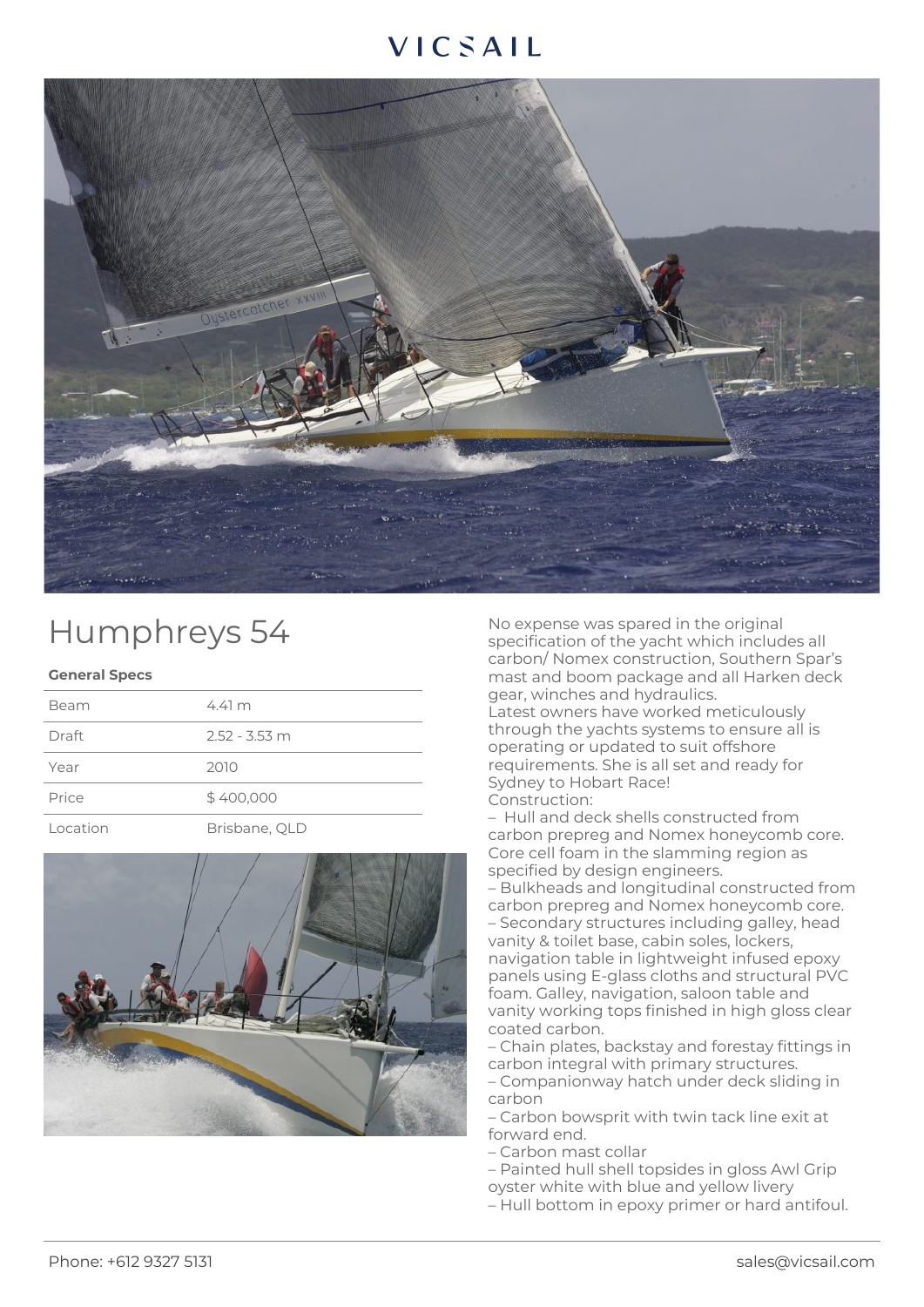# Humphreys 54

**General Specs**

| Beam | 4.41 m |
|---|---|
| Draft | 2.52 - 3.53 m |
| Year | 2010 |
| Price | $ 400,000 |
| Location | Brisbane, QLD |

No expense was spared in the original specification of the yacht which includes all carbon/ Nomex construction, Southern Spar's mast and boom package and all Harken deck gear, winches and hydraulics.
Latest owners have worked meticulously through the yachts systems to ensure all is operating or updated to suit offshore requirements. She is all set and ready for Sydney to Hobart Race!
Construction:

– Hull and deck shells constructed from carbon prepreg and Nomex honeycomb core. Core cell foam in the slamming region as specified by design engineers.
– Bulkheads and longitudinal constructed from carbon prepreg and Nomex honeycomb core.
– Secondary structures including galley, head vanity & toilet base, cabin soles, lockers, navigation table in lightweight infused epoxy panels using E-glass cloths and structural PVC foam. Galley, navigation, saloon table and vanity working tops finished in high gloss clear coated carbon.
– Chain plates, backstay and forestay fittings in carbon integral with primary structures.
– Companionway hatch under deck sliding in carbon
– Carbon bowsprit with twin tack line exit at forward end.
– Carbon mast collar
– Painted hull shell topsides in gloss Awl Grip oyster white with blue and yellow livery
– Hull bottom in epoxy primer or hard antifoul.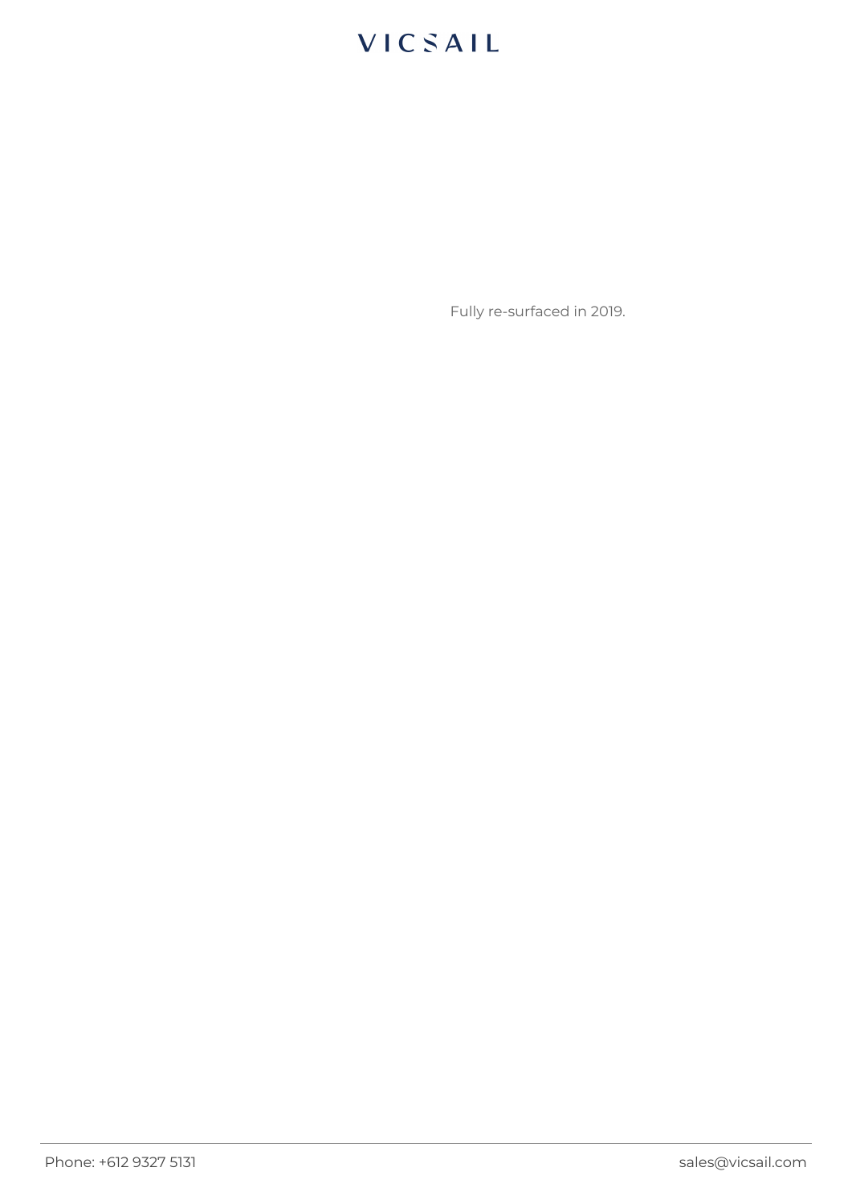Fully re-surfaced in 2019.